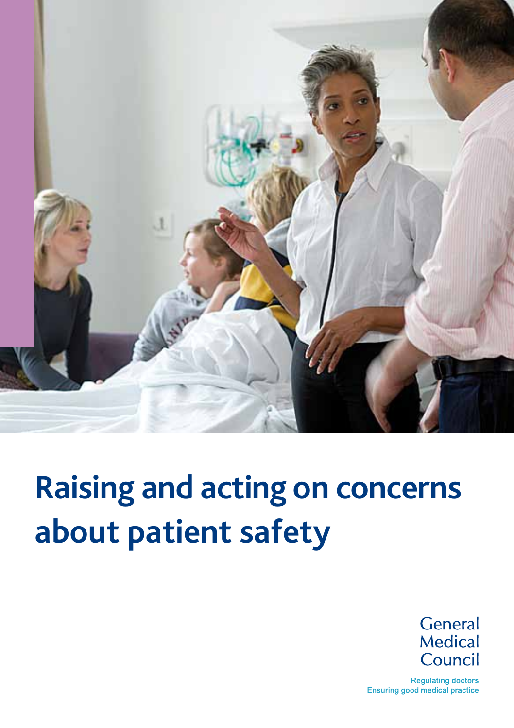# Raising and acting on concerns about patient safety

General Medical Council

Regulating doctors
Ensuring good medical practice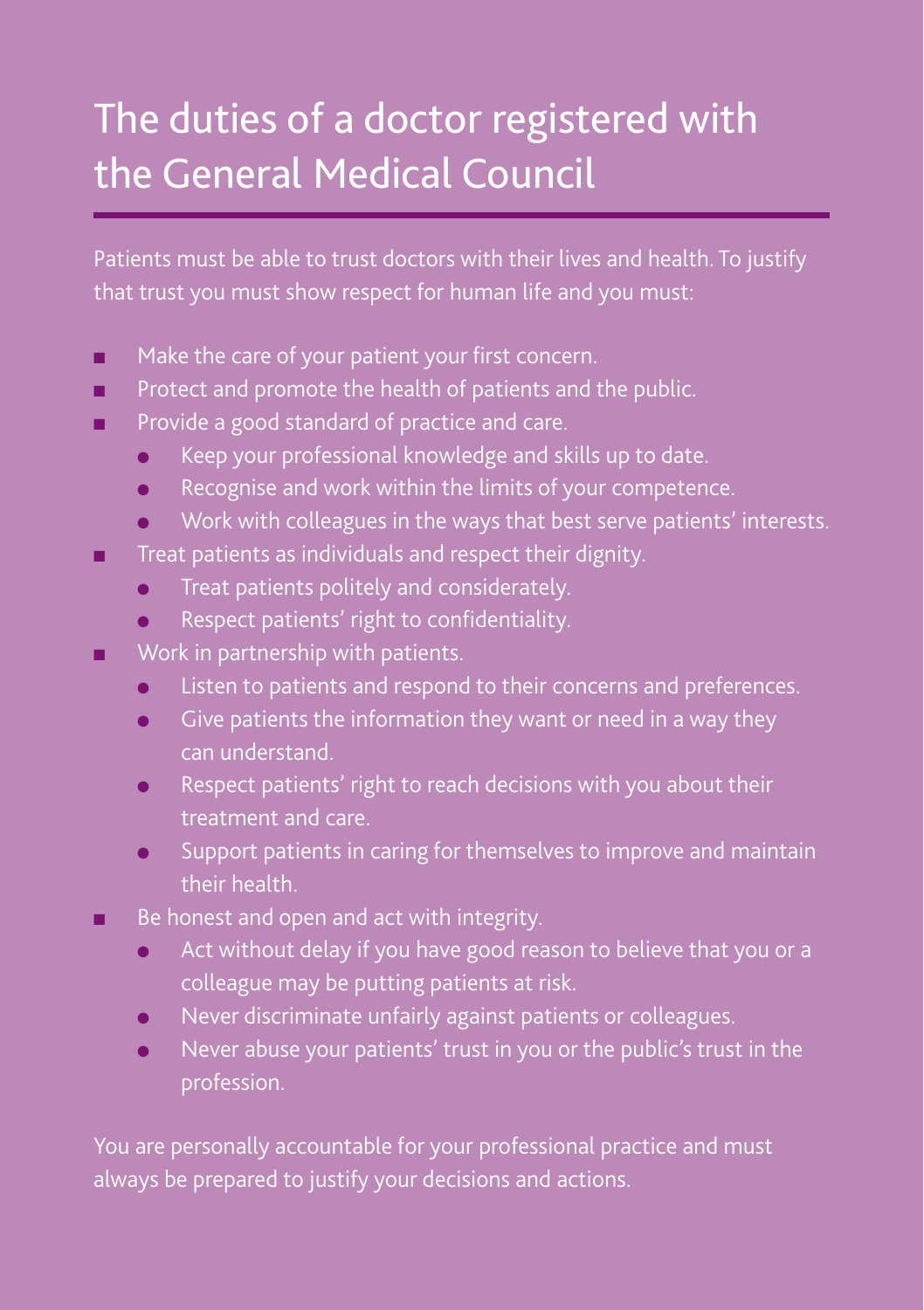# The duties of a doctor registered with the General Medical Council

Patients must be able to trust doctors with their lives and health. To justify that trust you must show respect for human life and you must:

- Make the care of your patient your first concern.
- Protect and promote the health of patients and the public.
- Provide a good standard of practice and care.
  - Keep your professional knowledge and skills up to date.
  - Recognise and work within the limits of your competence.
  - Work with colleagues in the ways that best serve patients' interests.
- Treat patients as individuals and respect their dignity.
  - Treat patients politely and considerately.
  - Respect patients' right to confidentiality.
- Work in partnership with patients.
  - Listen to patients and respond to their concerns and preferences.
  - Give patients the information they want or need in a way they can understand.
  - Respect patients' right to reach decisions with you about their treatment and care.
  - Support patients in caring for themselves to improve and maintain their health.
- Be honest and open and act with integrity.
  - Act without delay if you have good reason to believe that you or a colleague may be putting patients at risk.
  - Never discriminate unfairly against patients or colleagues.
  - Never abuse your patients' trust in you or the public's trust in the profession.

You are personally accountable for your professional practice and must always be prepared to justify your decisions and actions.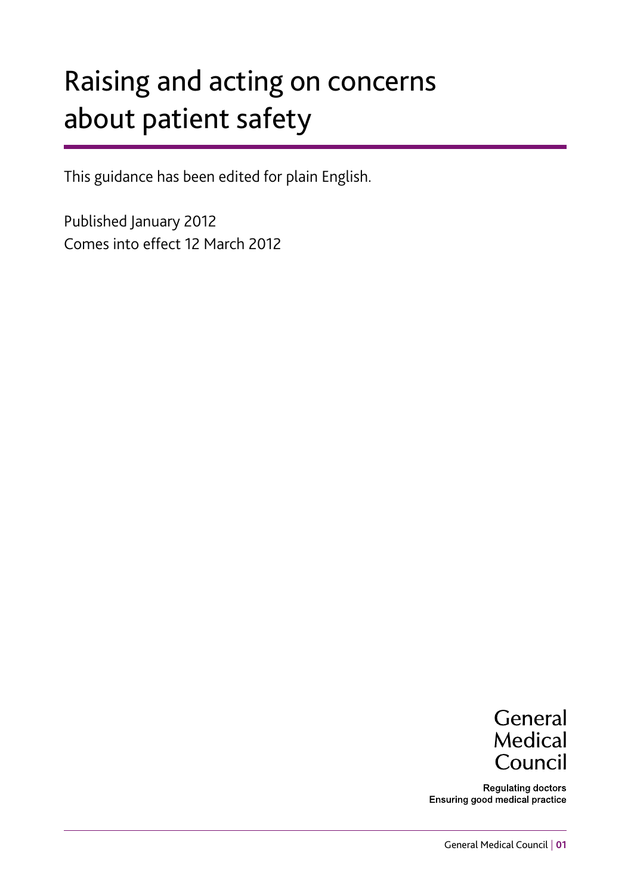# Raising and acting on concerns about patient safety

This guidance has been edited for plain English.

Published January 2012
Comes into effect 12 March 2012

General
Medical
Council

Regulating doctors
Ensuring good medical practice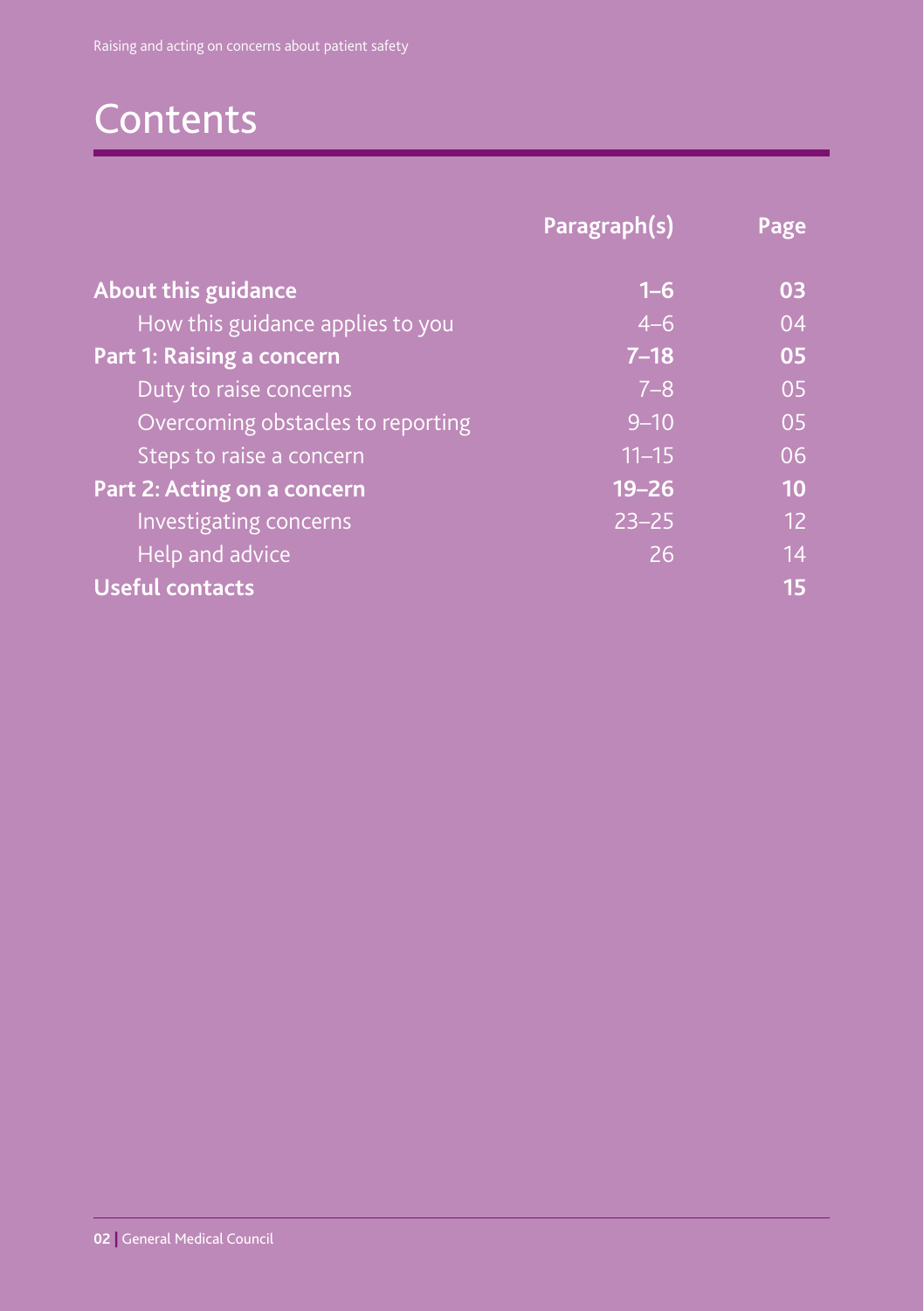# Contents

| | Paragraph(s) | Page |
|---|---|---|
| **About this guidance** | **1–6** | **03** |
| How this guidance applies to you | 4–6 | 04 |
| **Part 1: Raising a concern** | **7–18** | **05** |
| Duty to raise concerns | 7–8 | 05 |
| Overcoming obstacles to reporting | 9–10 | 05 |
| Steps to raise a concern | 11–15 | 06 |
| **Part 2: Acting on a concern** | **19–26** | **10** |
| Investigating concerns | 23–25 | 12 |
| Help and advice | 26 | 14 |
| **Useful contacts** | | **15** |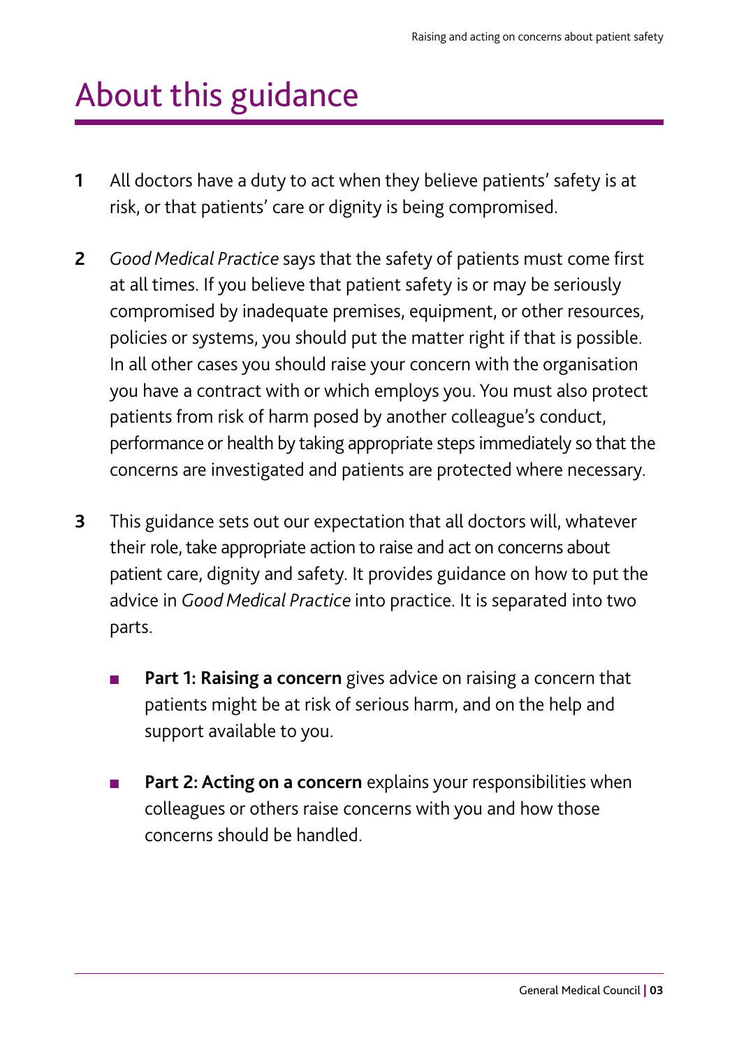# About this guidance

1 All doctors have a duty to act when they believe patients' safety is at risk, or that patients' care or dignity is being compromised.

2 *Good Medical Practice* says that the safety of patients must come first at all times. If you believe that patient safety is or may be seriously compromised by inadequate premises, equipment, or other resources, policies or systems, you should put the matter right if that is possible. In all other cases you should raise your concern with the organisation you have a contract with or which employs you. You must also protect patients from risk of harm posed by another colleague's conduct, performance or health by taking appropriate steps immediately so that the concerns are investigated and patients are protected where necessary.

3 This guidance sets out our expectation that all doctors will, whatever their role, take appropriate action to raise and act on concerns about patient care, dignity and safety. It provides guidance on how to put the advice in *Good Medical Practice* into practice. It is separated into two parts.

- **Part 1: Raising a concern** gives advice on raising a concern that patients might be at risk of serious harm, and on the help and support available to you.
- **Part 2: Acting on a concern** explains your responsibilities when colleagues or others raise concerns with you and how those concerns should be handled.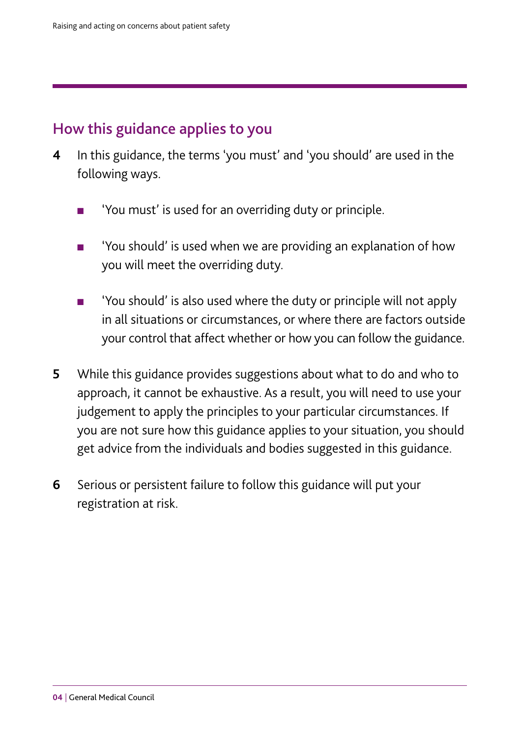## How this guidance applies to you

**4** In this guidance, the terms 'you must' and 'you should' are used in the following ways.

- 'You must' is used for an overriding duty or principle.
- 'You should' is used when we are providing an explanation of how you will meet the overriding duty.
- 'You should' is also used where the duty or principle will not apply in all situations or circumstances, or where there are factors outside your control that affect whether or how you can follow the guidance.

**5** While this guidance provides suggestions about what to do and who to approach, it cannot be exhaustive. As a result, you will need to use your judgement to apply the principles to your particular circumstances. If you are not sure how this guidance applies to your situation, you should get advice from the individuals and bodies suggested in this guidance.

**6** Serious or persistent failure to follow this guidance will put your registration at risk.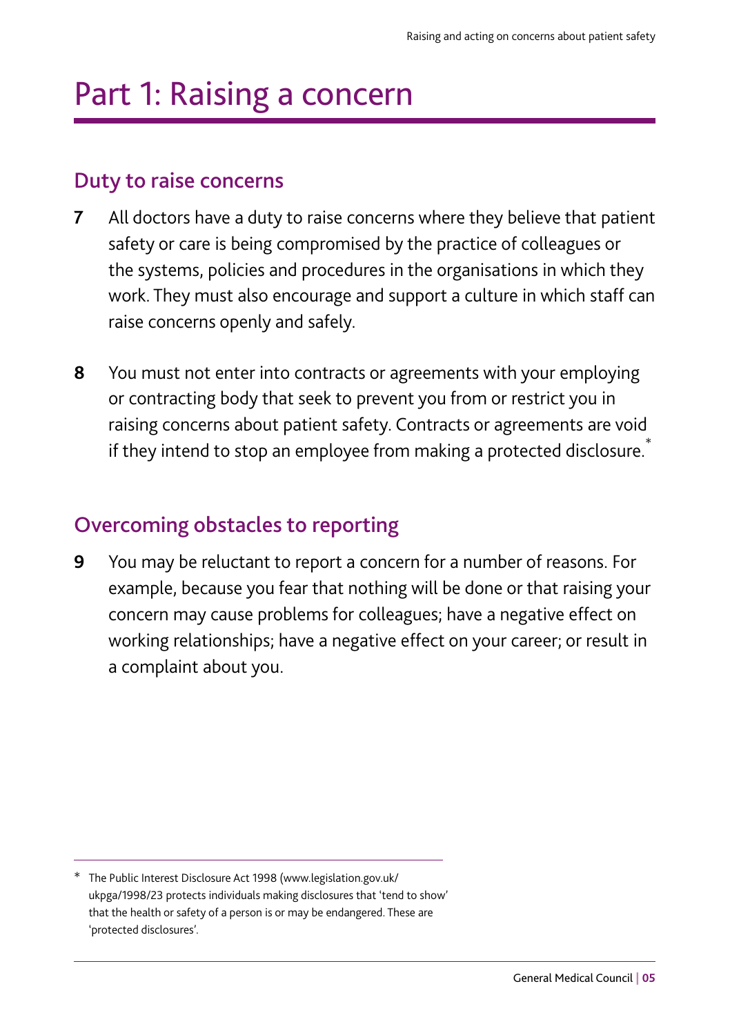# Part 1: Raising a concern

## Duty to raise concerns

**7** All doctors have a duty to raise concerns where they believe that patient safety or care is being compromised by the practice of colleagues or the systems, policies and procedures in the organisations in which they work. They must also encourage and support a culture in which staff can raise concerns openly and safely.

**8** You must not enter into contracts or agreements with your employing or contracting body that seek to prevent you from or restrict you in raising concerns about patient safety. Contracts or agreements are void if they intend to stop an employee from making a protected disclosure.*

## Overcoming obstacles to reporting

**9** You may be reluctant to report a concern for a number of reasons. For example, because you fear that nothing will be done or that raising your concern may cause problems for colleagues; have a negative effect on working relationships; have a negative effect on your career; or result in a complaint about you.

---

\* The Public Interest Disclosure Act 1998 (www.legislation.gov.uk/ukpga/1998/23 protects individuals making disclosures that 'tend to show' that the health or safety of a person is or may be endangered. These are 'protected disclosures'.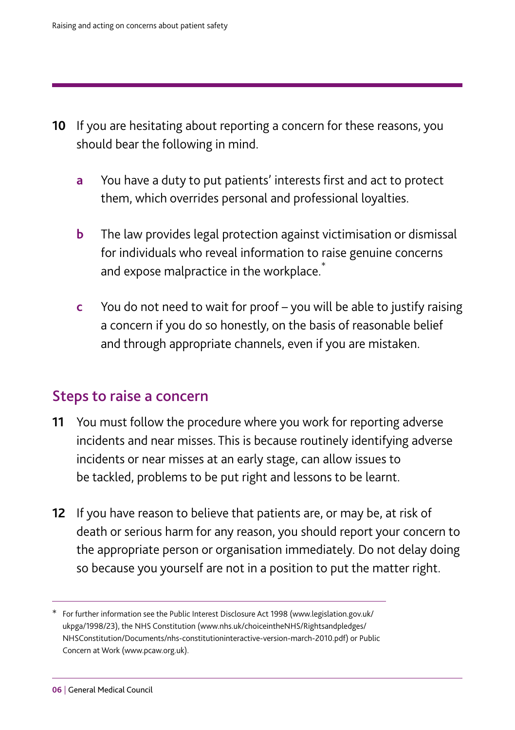**10** If you are hesitating about reporting a concern for these reasons, you should bear the following in mind.

- **a** You have a duty to put patients' interests first and act to protect them, which overrides personal and professional loyalties.
- **b** The law provides legal protection against victimisation or dismissal for individuals who reveal information to raise genuine concerns and expose malpractice in the workplace.*
- **c** You do not need to wait for proof – you will be able to justify raising a concern if you do so honestly, on the basis of reasonable belief and through appropriate channels, even if you are mistaken.

## Steps to raise a concern

**11** You must follow the procedure where you work for reporting adverse incidents and near misses. This is because routinely identifying adverse incidents or near misses at an early stage, can allow issues to be tackled, problems to be put right and lessons to be learnt.

**12** If you have reason to believe that patients are, or may be, at risk of death or serious harm for any reason, you should report your concern to the appropriate person or organisation immediately. Do not delay doing so because you yourself are not in a position to put the matter right.

---

* For further information see the Public Interest Disclosure Act 1998 (www.legislation.gov.uk/ukpga/1998/23), the NHS Constitution (www.nhs.uk/choiceintheNHS/Rightsandpledges/NHSConstitution/Documents/nhs-constitutioninteractive-version-march-2010.pdf) or Public Concern at Work (www.pcaw.org.uk).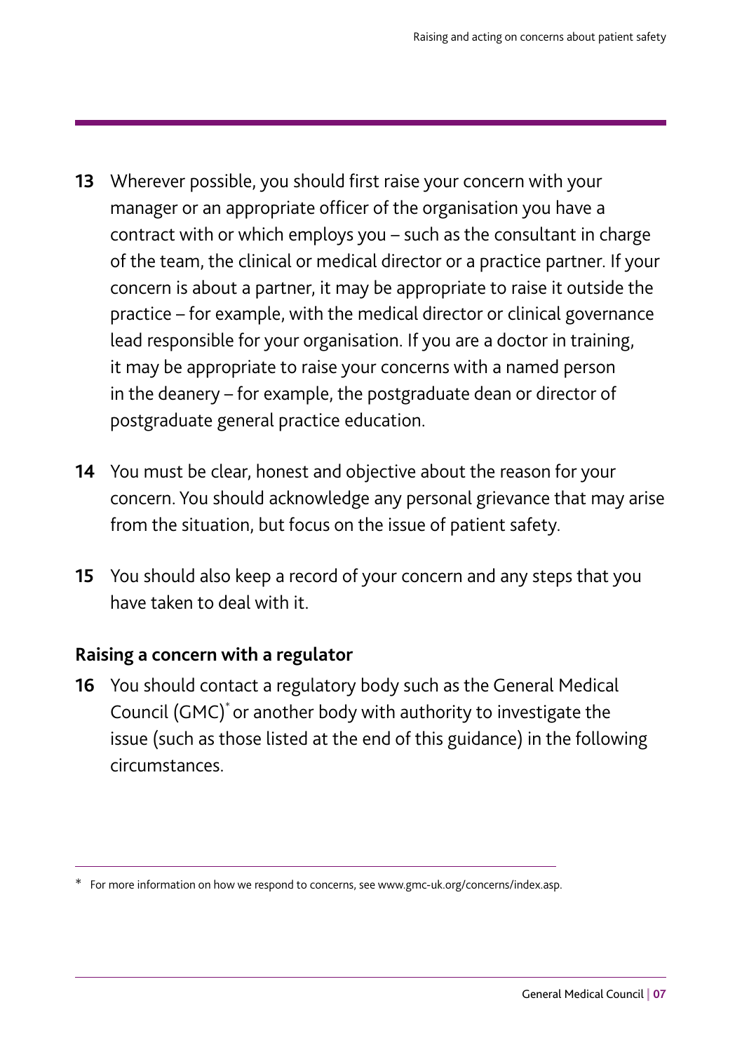13 Wherever possible, you should first raise your concern with your manager or an appropriate officer of the organisation you have a contract with or which employs you – such as the consultant in charge of the team, the clinical or medical director or a practice partner. If your concern is about a partner, it may be appropriate to raise it outside the practice – for example, with the medical director or clinical governance lead responsible for your organisation. If you are a doctor in training, it may be appropriate to raise your concerns with a named person in the deanery – for example, the postgraduate dean or director of postgraduate general practice education.

14 You must be clear, honest and objective about the reason for your concern. You should acknowledge any personal grievance that may arise from the situation, but focus on the issue of patient safety.

15 You should also keep a record of your concern and any steps that you have taken to deal with it.

### Raising a concern with a regulator

16 You should contact a regulatory body such as the General Medical Council (GMC)* or another body with authority to investigate the issue (such as those listed at the end of this guidance) in the following circumstances.

---

\* For more information on how we respond to concerns, see www.gmc-uk.org/concerns/index.asp.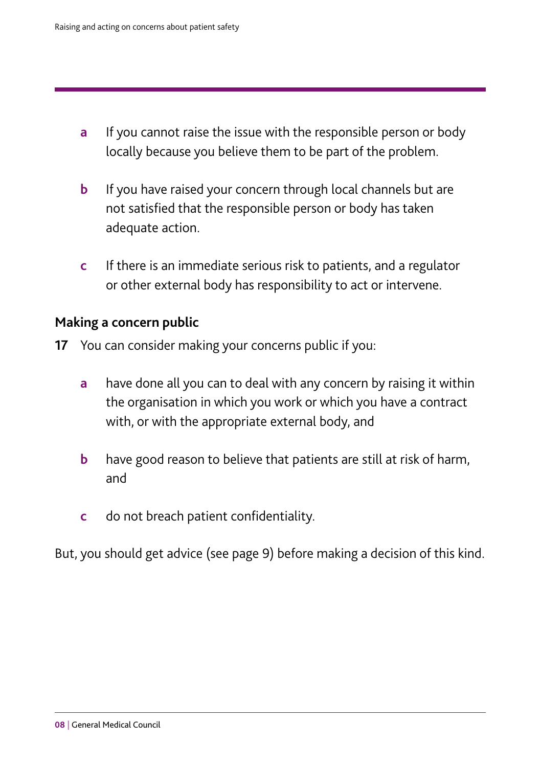a If you cannot raise the issue with the responsible person or body locally because you believe them to be part of the problem.

b If you have raised your concern through local channels but are not satisfied that the responsible person or body has taken adequate action.

c If there is an immediate serious risk to patients, and a regulator or other external body has responsibility to act or intervene.

**Making a concern public**

**17** You can consider making your concerns public if you:

a have done all you can to deal with any concern by raising it within the organisation in which you work or which you have a contract with, or with the appropriate external body, and

b have good reason to believe that patients are still at risk of harm, and

c do not breach patient confidentiality.

But, you should get advice (see page 9) before making a decision of this kind.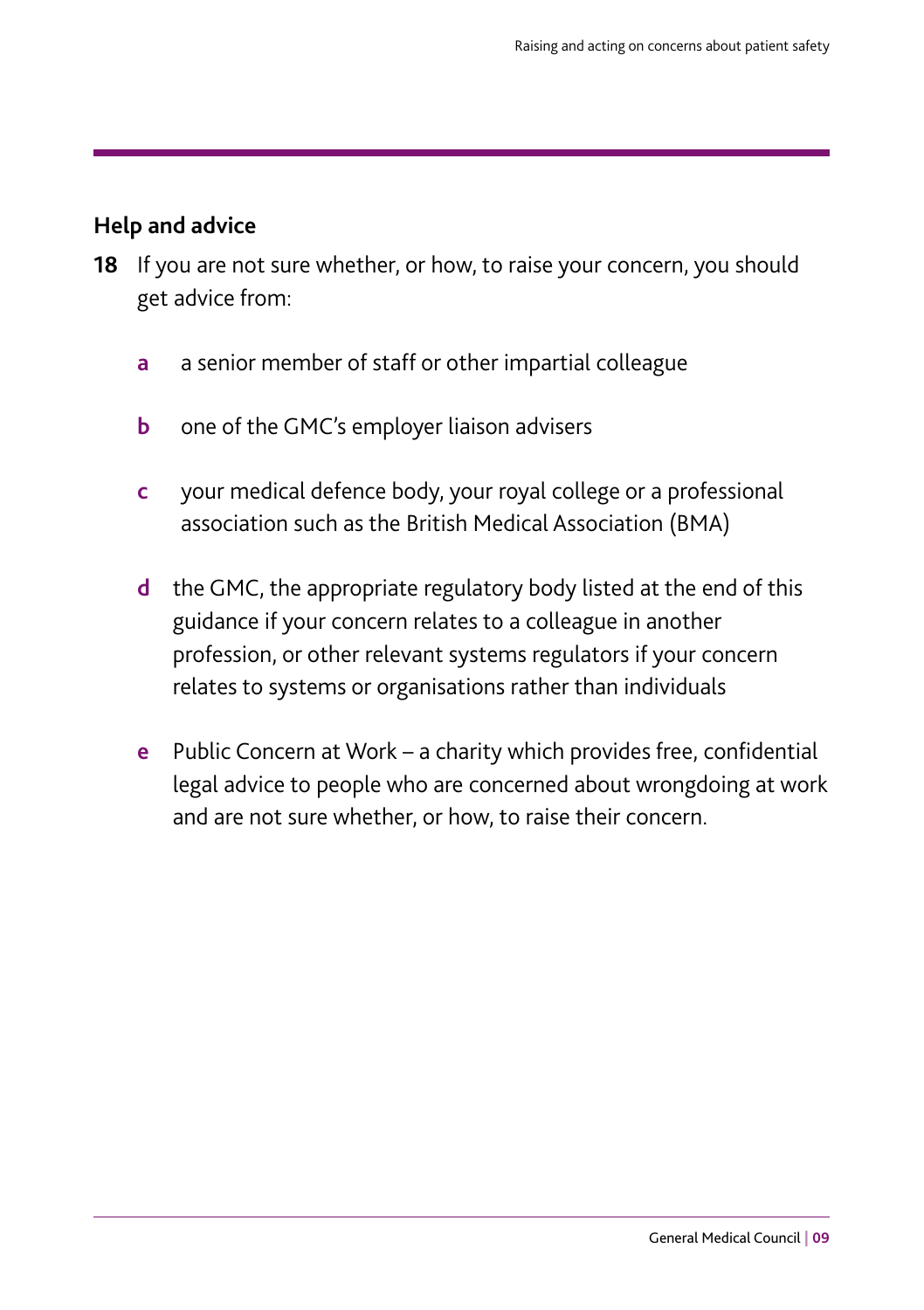## Help and advice

**18** If you are not sure whether, or how, to raise your concern, you should get advice from:

- **a** a senior member of staff or other impartial colleague
- **b** one of the GMC's employer liaison advisers
- **c** your medical defence body, your royal college or a professional association such as the British Medical Association (BMA)
- **d** the GMC, the appropriate regulatory body listed at the end of this guidance if your concern relates to a colleague in another profession, or other relevant systems regulators if your concern relates to systems or organisations rather than individuals
- **e** Public Concern at Work – a charity which provides free, confidential legal advice to people who are concerned about wrongdoing at work and are not sure whether, or how, to raise their concern.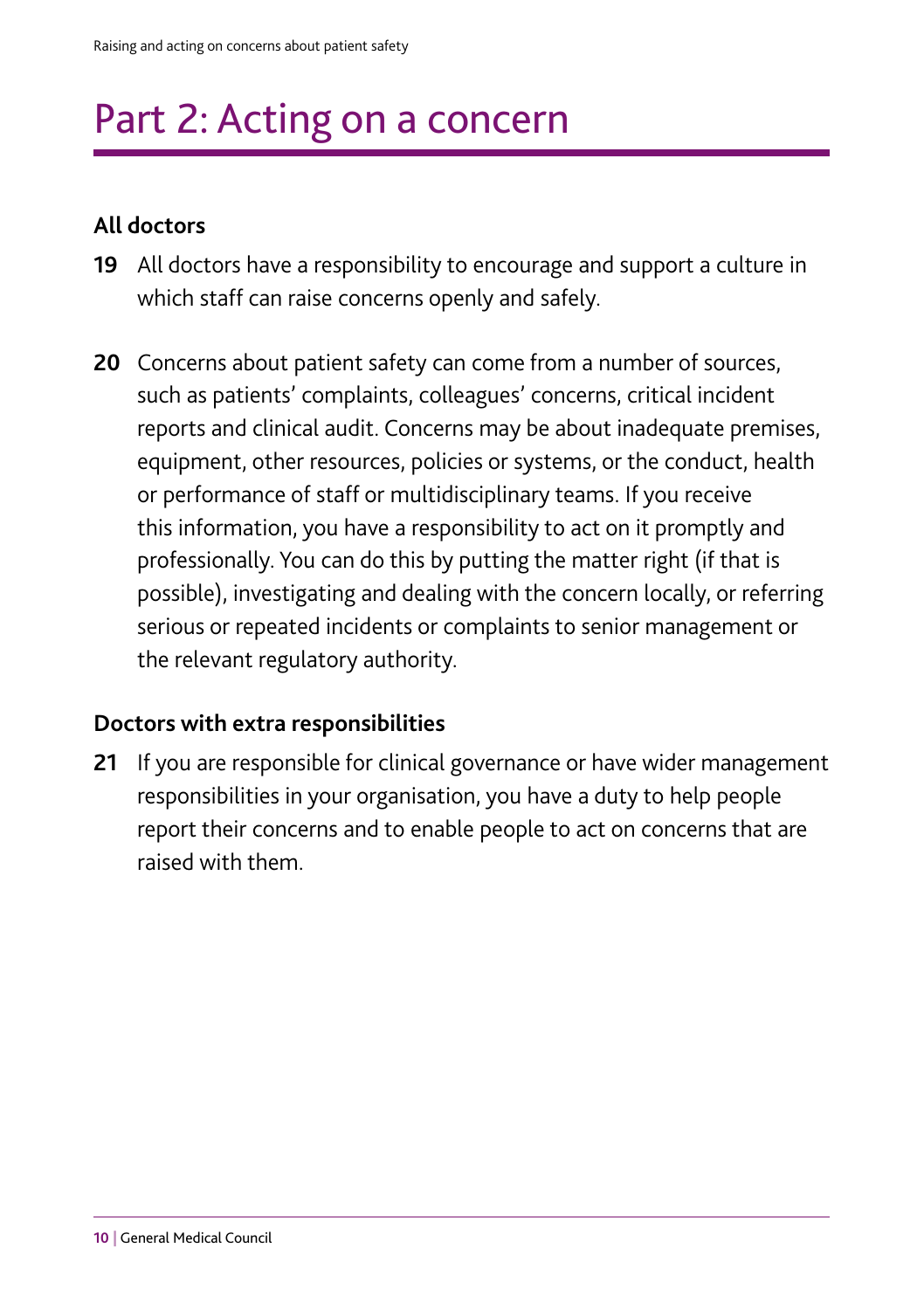# Part 2: Acting on a concern

### All doctors

**19** All doctors have a responsibility to encourage and support a culture in which staff can raise concerns openly and safely.

**20** Concerns about patient safety can come from a number of sources, such as patients' complaints, colleagues' concerns, critical incident reports and clinical audit. Concerns may be about inadequate premises, equipment, other resources, policies or systems, or the conduct, health or performance of staff or multidisciplinary teams. If you receive this information, you have a responsibility to act on it promptly and professionally. You can do this by putting the matter right (if that is possible), investigating and dealing with the concern locally, or referring serious or repeated incidents or complaints to senior management or the relevant regulatory authority.

### Doctors with extra responsibilities

**21** If you are responsible for clinical governance or have wider management responsibilities in your organisation, you have a duty to help people report their concerns and to enable people to act on concerns that are raised with them.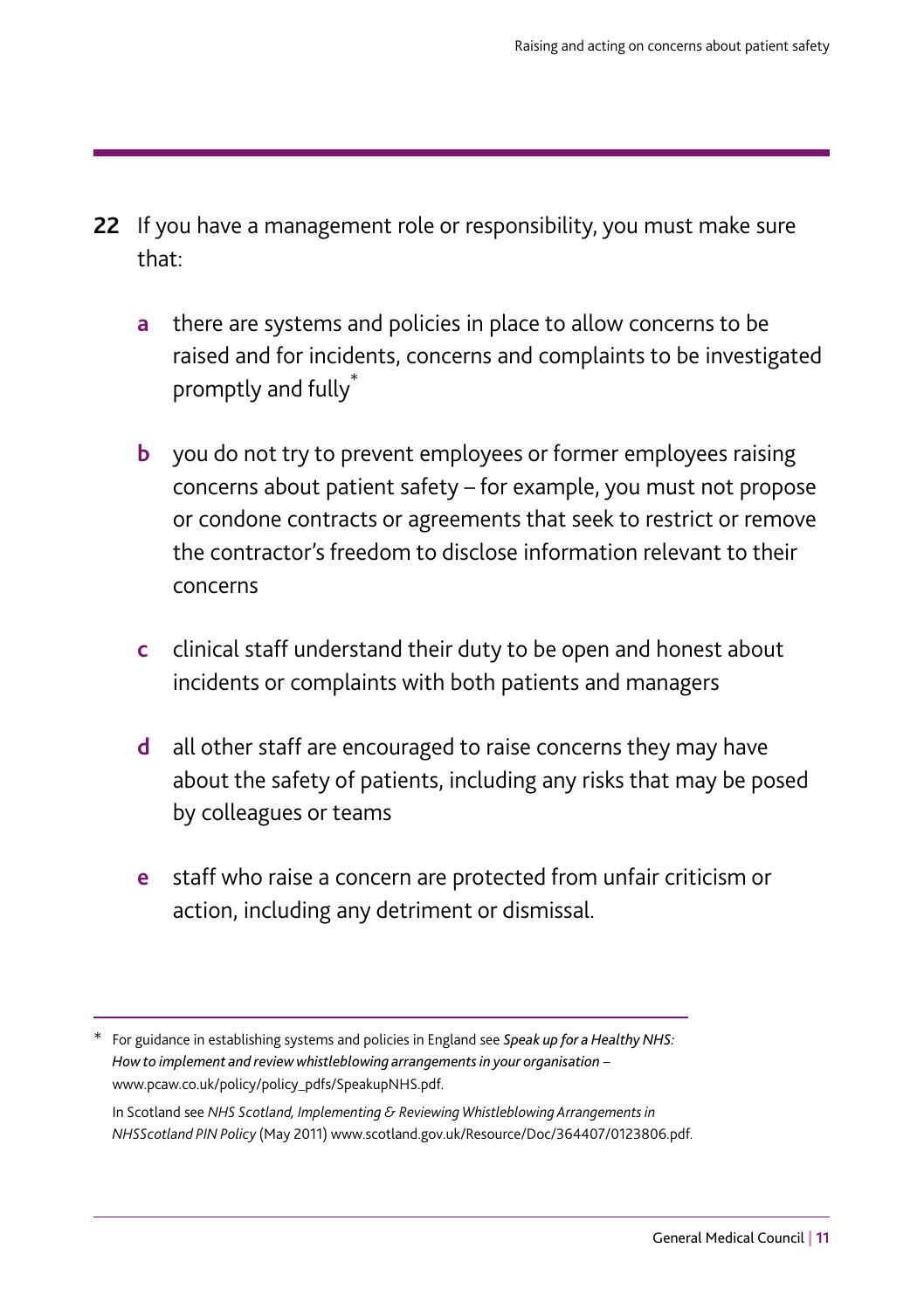**22** If you have a management role or responsibility, you must make sure that:

- **a** there are systems and policies in place to allow concerns to be raised and for incidents, concerns and complaints to be investigated promptly and fully*

- **b** you do not try to prevent employees or former employees raising concerns about patient safety – for example, you must not propose or condone contracts or agreements that seek to restrict or remove the contractor's freedom to disclose information relevant to their concerns

- **c** clinical staff understand their duty to be open and honest about incidents or complaints with both patients and managers

- **d** all other staff are encouraged to raise concerns they may have about the safety of patients, including any risks that may be posed by colleagues or teams

- **e** staff who raise a concern are protected from unfair criticism or action, including any detriment or dismissal.

---

\* For guidance in establishing systems and policies in England see ***Speak up for a Healthy NHS: How to implement and review whistleblowing arrangements in your organisation*** – www.pcaw.co.uk/policy/policy_pdfs/SpeakupNHS.pdf.

In Scotland see *NHS Scotland, Implementing & Reviewing Whistleblowing Arrangements in NHSScotland PIN Policy* (May 2011) www.scotland.gov.uk/Resource/Doc/364407/0123806.pdf.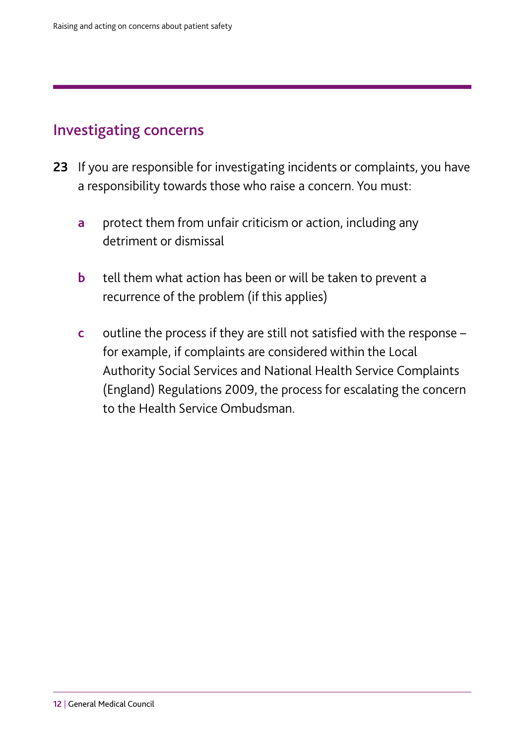## Investigating concerns

**23** If you are responsible for investigating incidents or complaints, you have a responsibility towards those who raise a concern. You must:

- **a** protect them from unfair criticism or action, including any detriment or dismissal
- **b** tell them what action has been or will be taken to prevent a recurrence of the problem (if this applies)
- **c** outline the process if they are still not satisfied with the response – for example, if complaints are considered within the Local Authority Social Services and National Health Service Complaints (England) Regulations 2009, the process for escalating the concern to the Health Service Ombudsman.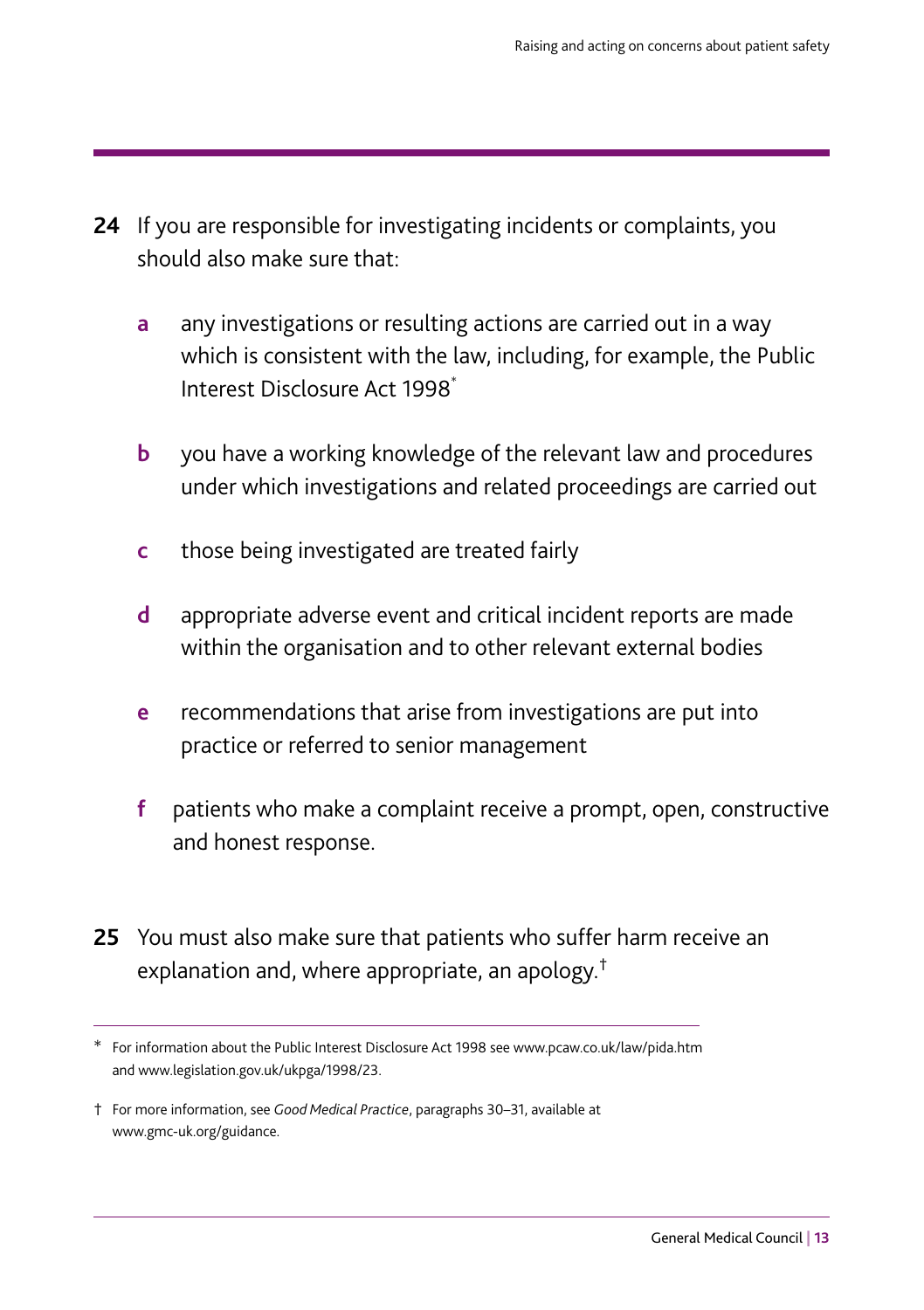**24** If you are responsible for investigating incidents or complaints, you should also make sure that:

- **a** any investigations or resulting actions are carried out in a way which is consistent with the law, including, for example, the Public Interest Disclosure Act 1998*
- **b** you have a working knowledge of the relevant law and procedures under which investigations and related proceedings are carried out
- **c** those being investigated are treated fairly
- **d** appropriate adverse event and critical incident reports are made within the organisation and to other relevant external bodies
- **e** recommendations that arise from investigations are put into practice or referred to senior management
- **f** patients who make a complaint receive a prompt, open, constructive and honest response.

**25** You must also make sure that patients who suffer harm receive an explanation and, where appropriate, an apology.†

---

\* For information about the Public Interest Disclosure Act 1998 see www.pcaw.co.uk/law/pida.htm and www.legislation.gov.uk/ukpga/1998/23.

† For more information, see *Good Medical Practice*, paragraphs 30–31, available at www.gmc-uk.org/guidance.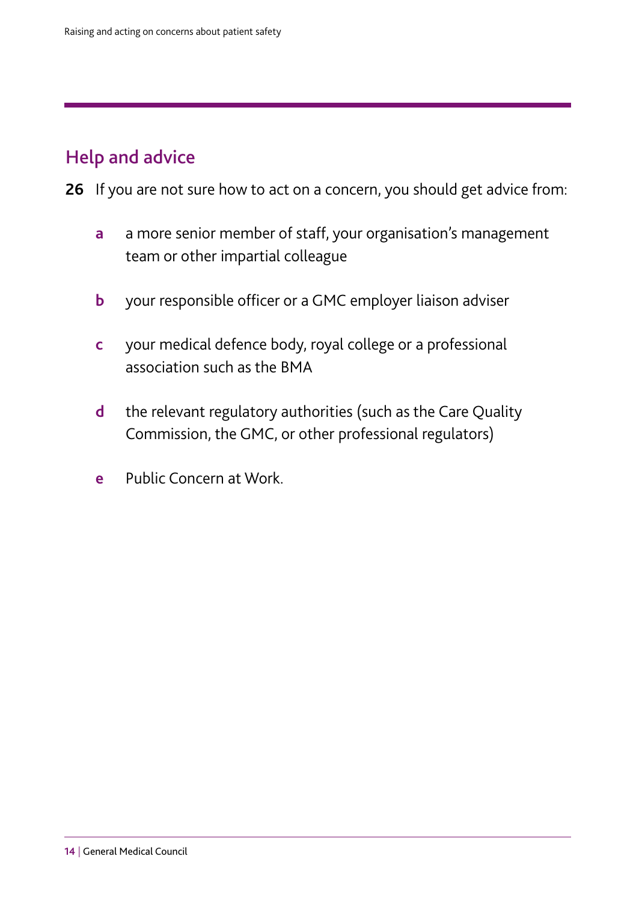## Help and advice

**26** If you are not sure how to act on a concern, you should get advice from:

- **a** a more senior member of staff, your organisation's management team or other impartial colleague
- **b** your responsible officer or a GMC employer liaison adviser
- **c** your medical defence body, royal college or a professional association such as the BMA
- **d** the relevant regulatory authorities (such as the Care Quality Commission, the GMC, or other professional regulators)
- **e** Public Concern at Work.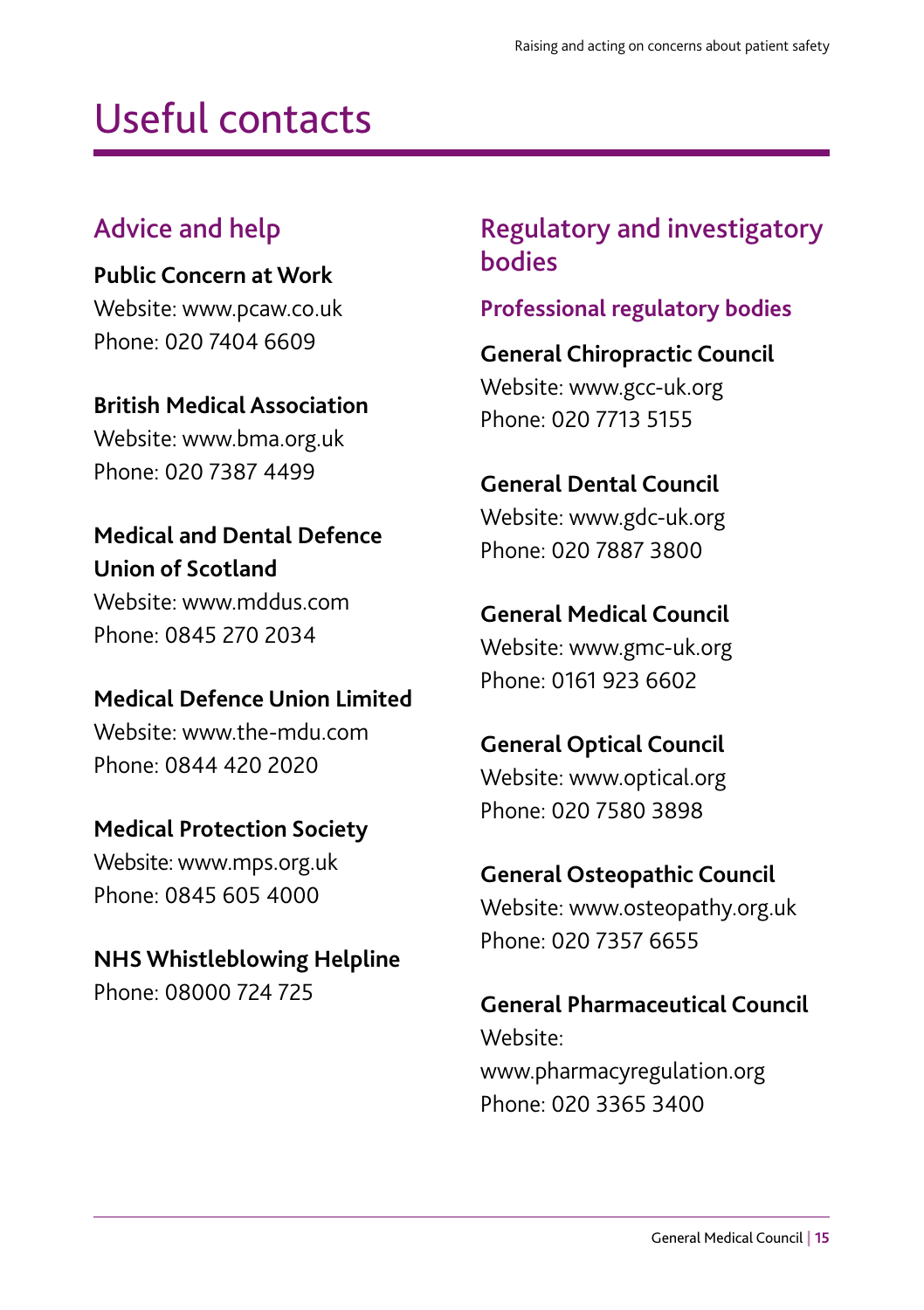# Useful contacts

## Advice and help

**Public Concern at Work**
Website: www.pcaw.co.uk
Phone: 020 7404 6609

**British Medical Association**
Website: www.bma.org.uk
Phone: 020 7387 4499

**Medical and Dental Defence Union of Scotland**
Website: www.mddus.com
Phone: 0845 270 2034

**Medical Defence Union Limited**
Website: www.the-mdu.com
Phone: 0844 420 2020

**Medical Protection Society**
Website: www.mps.org.uk
Phone: 0845 605 4000

**NHS Whistleblowing Helpline**
Phone: 08000 724 725

## Regulatory and investigatory bodies

### Professional regulatory bodies

**General Chiropractic Council**
Website: www.gcc-uk.org
Phone: 020 7713 5155

**General Dental Council**
Website: www.gdc-uk.org
Phone: 020 7887 3800

**General Medical Council**
Website: www.gmc-uk.org
Phone: 0161 923 6602

**General Optical Council**
Website: www.optical.org
Phone: 020 7580 3898

**General Osteopathic Council**
Website: www.osteopathy.org.uk
Phone: 020 7357 6655

**General Pharmaceutical Council**
Website: www.pharmacyregulation.org
Phone: 020 3365 3400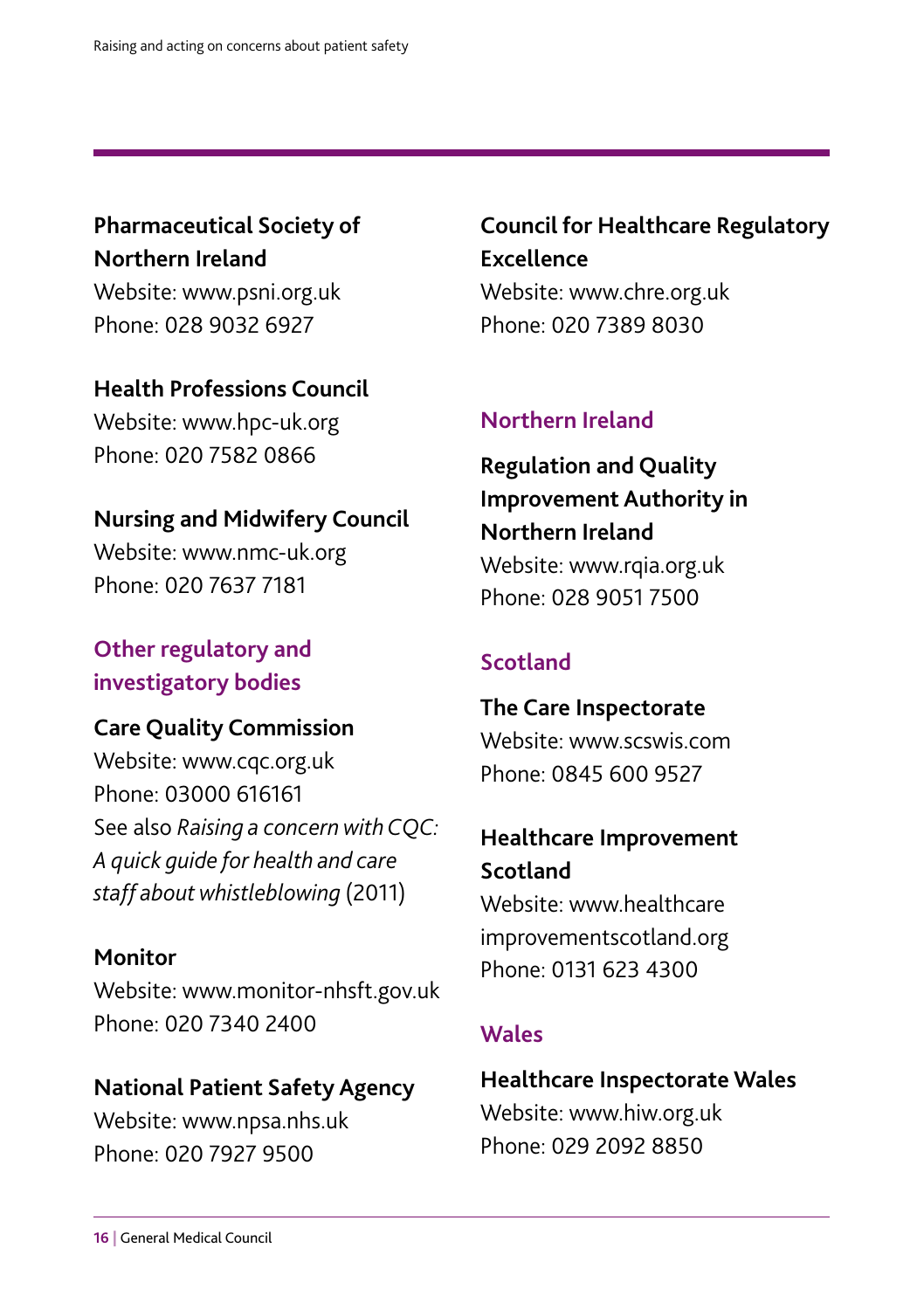**Pharmaceutical Society of Northern Ireland**
Website: www.psni.org.uk
Phone: 028 9032 6927

**Health Professions Council**
Website: www.hpc-uk.org
Phone: 020 7582 0866

**Nursing and Midwifery Council**
Website: www.nmc-uk.org
Phone: 020 7637 7181

## Other regulatory and investigatory bodies

**Care Quality Commission**
Website: www.cqc.org.uk
Phone: 03000 616161
See also *Raising a concern with CQC: A quick guide for health and care staff about whistleblowing* (2011)

**Monitor**
Website: www.monitor-nhsft.gov.uk
Phone: 020 7340 2400

**National Patient Safety Agency**
Website: www.npsa.nhs.uk
Phone: 020 7927 9500

**Council for Healthcare Regulatory Excellence**
Website: www.chre.org.uk
Phone: 020 7389 8030

## Northern Ireland

**Regulation and Quality Improvement Authority in Northern Ireland**
Website: www.rqia.org.uk
Phone: 028 9051 7500

## Scotland

**The Care Inspectorate**
Website: www.scswis.com
Phone: 0845 600 9527

**Healthcare Improvement Scotland**
Website: www.healthcareimprovementscotland.org
Phone: 0131 623 4300

## Wales

**Healthcare Inspectorate Wales**
Website: www.hiw.org.uk
Phone: 029 2092 8850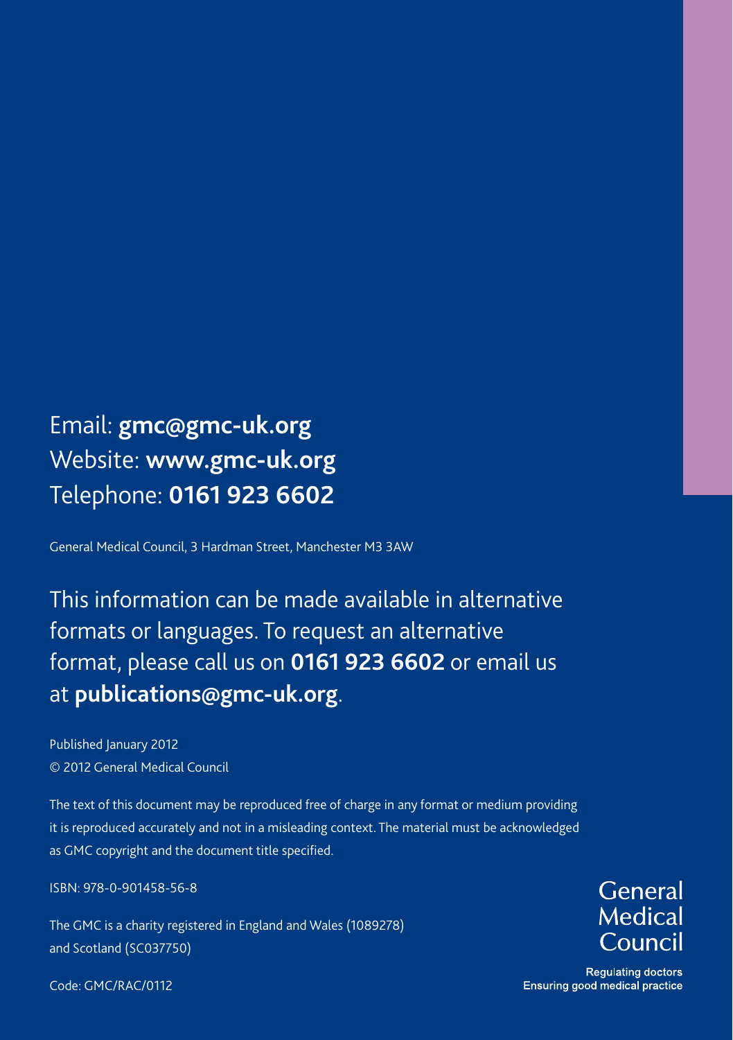Email: **gmc@gmc-uk.org**
Website: **www.gmc-uk.org**
Telephone: **0161 923 6602**

General Medical Council, 3 Hardman Street, Manchester M3 3AW

This information can be made available in alternative formats or languages. To request an alternative format, please call us on **0161 923 6602** or email us at **publications@gmc-uk.org**.

Published January 2012
© 2012 General Medical Council

The text of this document may be reproduced free of charge in any format or medium providing it is reproduced accurately and not in a misleading context. The material must be acknowledged as GMC copyright and the document title specified.

ISBN: 978-0-901458-56-8

The GMC is a charity registered in England and Wales (1089278) and Scotland (SC037750)

Code: GMC/RAC/0112

General Medical Council

**Regulating doctors**
**Ensuring good medical practice**